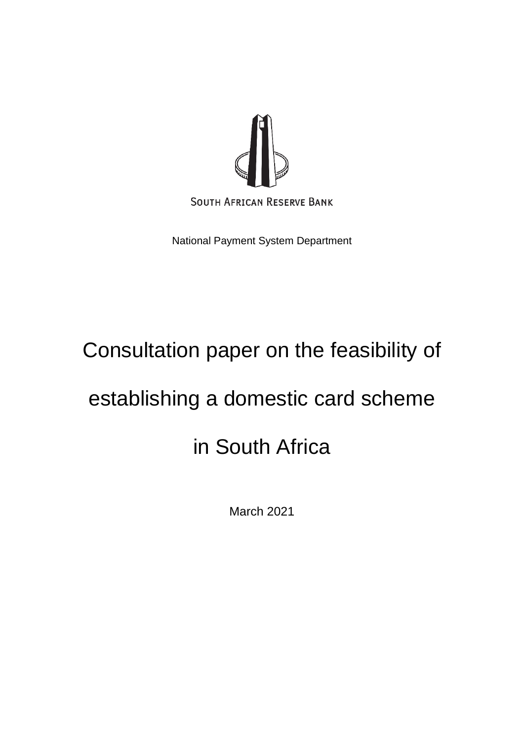SOUTH AFRICAN RESERVE BANK

National Payment System Department

# Consultation paper on the feasibility of establishing a domestic card scheme in South Africa

March 2021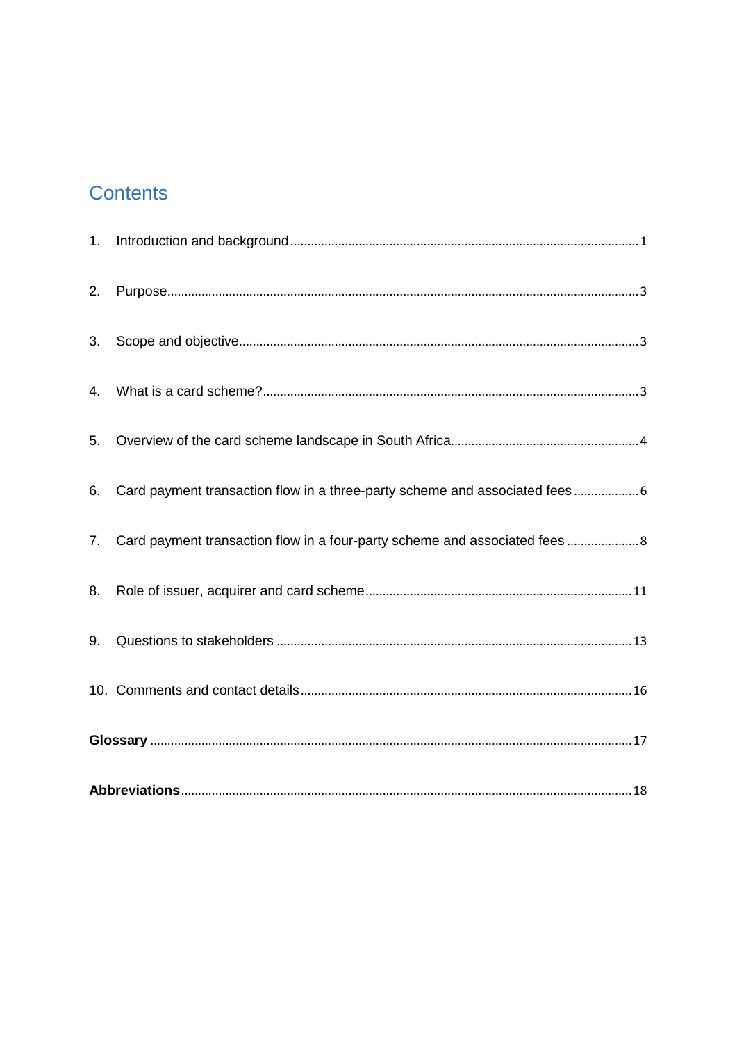# Contents

1. Introduction and background ........ 1
2. Purpose ........ 3
3. Scope and objective ........ 3
4. What is a card scheme? ........ 3
5. Overview of the card scheme landscape in South Africa ........ 4
6. Card payment transaction flow in a three-party scheme and associated fees ........ 6
7. Card payment transaction flow in a four-party scheme and associated fees ........ 8
8. Role of issuer, acquirer and card scheme ........ 11
9. Questions to stakeholders ........ 13
10. Comments and contact details ........ 16

**Glossary** ........ 17

**Abbreviations** ........ 18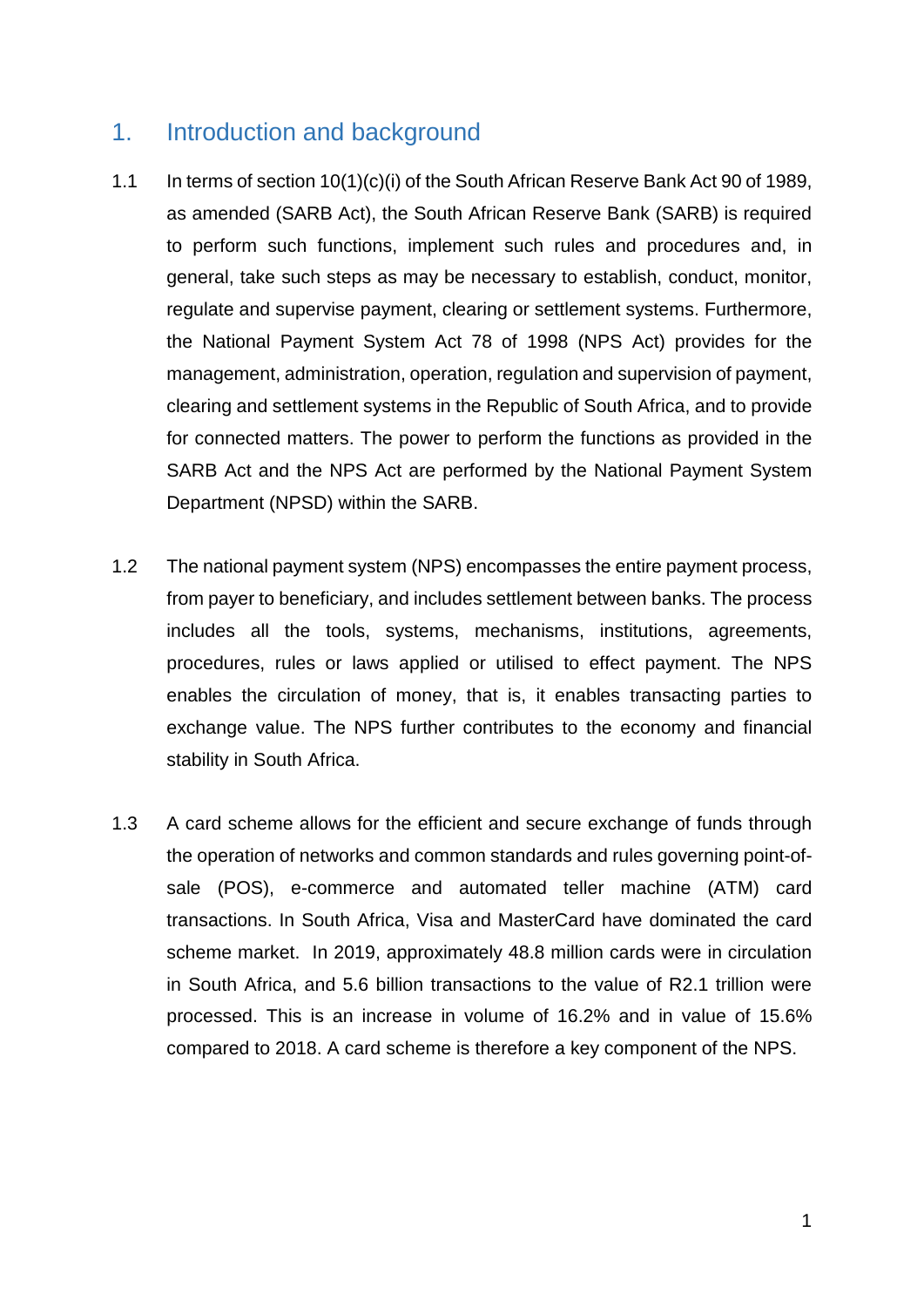# 1. Introduction and background

1.1 In terms of section 10(1)(c)(i) of the South African Reserve Bank Act 90 of 1989, as amended (SARB Act), the South African Reserve Bank (SARB) is required to perform such functions, implement such rules and procedures and, in general, take such steps as may be necessary to establish, conduct, monitor, regulate and supervise payment, clearing or settlement systems. Furthermore, the National Payment System Act 78 of 1998 (NPS Act) provides for the management, administration, operation, regulation and supervision of payment, clearing and settlement systems in the Republic of South Africa, and to provide for connected matters. The power to perform the functions as provided in the SARB Act and the NPS Act are performed by the National Payment System Department (NPSD) within the SARB.

1.2 The national payment system (NPS) encompasses the entire payment process, from payer to beneficiary, and includes settlement between banks. The process includes all the tools, systems, mechanisms, institutions, agreements, procedures, rules or laws applied or utilised to effect payment. The NPS enables the circulation of money, that is, it enables transacting parties to exchange value. The NPS further contributes to the economy and financial stability in South Africa.

1.3 A card scheme allows for the efficient and secure exchange of funds through the operation of networks and common standards and rules governing point-of-sale (POS), e-commerce and automated teller machine (ATM) card transactions. In South Africa, Visa and MasterCard have dominated the card scheme market. In 2019, approximately 48.8 million cards were in circulation in South Africa, and 5.6 billion transactions to the value of R2.1 trillion were processed. This is an increase in volume of 16.2% and in value of 15.6% compared to 2018. A card scheme is therefore a key component of the NPS.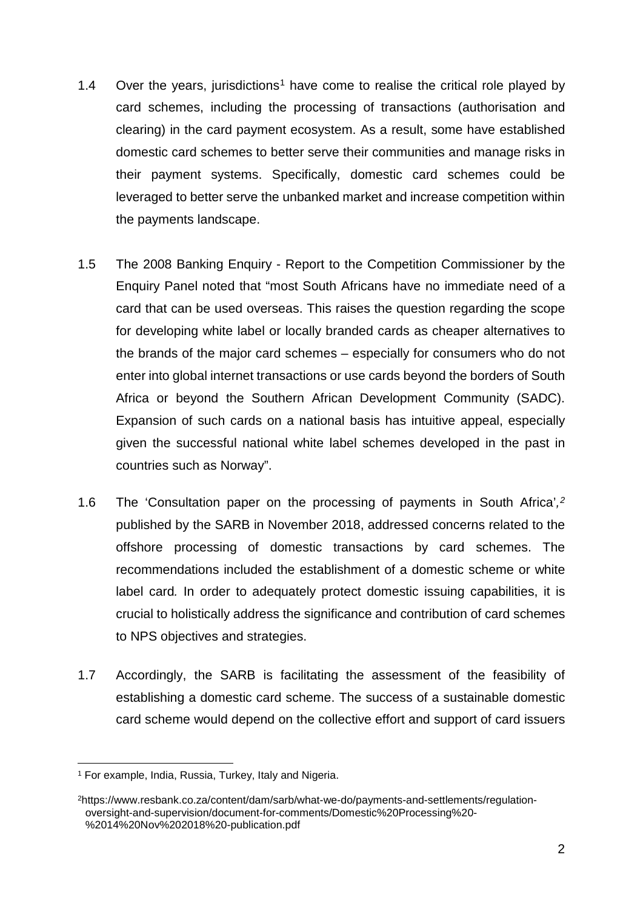1.4 Over the years, jurisdictions[1] have come to realise the critical role played by card schemes, including the processing of transactions (authorisation and clearing) in the card payment ecosystem. As a result, some have established domestic card schemes to better serve their communities and manage risks in their payment systems. Specifically, domestic card schemes could be leveraged to better serve the unbanked market and increase competition within the payments landscape.

1.5 The 2008 Banking Enquiry - Report to the Competition Commissioner by the Enquiry Panel noted that "most South Africans have no immediate need of a card that can be used overseas. This raises the question regarding the scope for developing white label or locally branded cards as cheaper alternatives to the brands of the major card schemes – especially for consumers who do not enter into global internet transactions or use cards beyond the borders of South Africa or beyond the Southern African Development Community (SADC). Expansion of such cards on a national basis has intuitive appeal, especially given the successful national white label schemes developed in the past in countries such as Norway".

1.6 The 'Consultation paper on the processing of payments in South Africa',[2] published by the SARB in November 2018, addressed concerns related to the offshore processing of domestic transactions by card schemes. The recommendations included the establishment of a domestic scheme or white label card*.* In order to adequately protect domestic issuing capabilities, it is crucial to holistically address the significance and contribution of card schemes to NPS objectives and strategies.

1.7 Accordingly, the SARB is facilitating the assessment of the feasibility of establishing a domestic card scheme. The success of a sustainable domestic card scheme would depend on the collective effort and support of card issuers

---

[1] For example, India, Russia, Turkey, Italy and Nigeria.

[2] https://www.resbank.co.za/content/dam/sarb/what-we-do/payments-and-settlements/regulation-oversight-and-supervision/document-for-comments/Domestic%20Processing%20-%2014%20Nov%202018%20-publication.pdf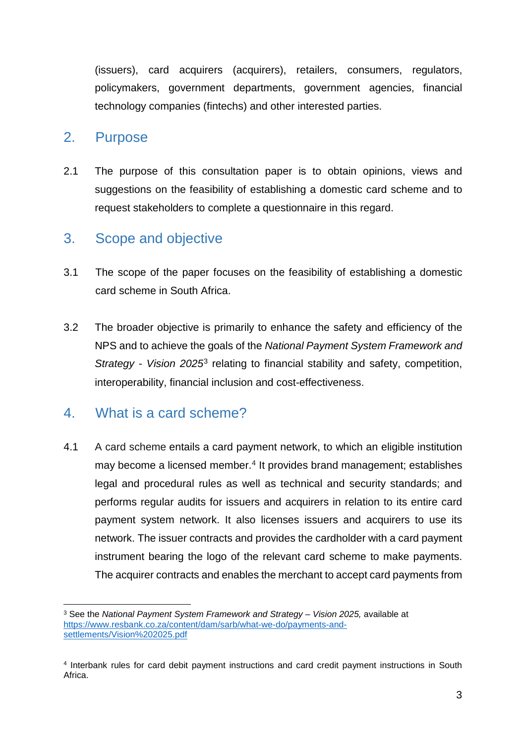(issuers), card acquirers (acquirers), retailers, consumers, regulators, policymakers, government departments, government agencies, financial technology companies (fintechs) and other interested parties.

## 2. Purpose

2.1 The purpose of this consultation paper is to obtain opinions, views and suggestions on the feasibility of establishing a domestic card scheme and to request stakeholders to complete a questionnaire in this regard.

## 3. Scope and objective

3.1 The scope of the paper focuses on the feasibility of establishing a domestic card scheme in South Africa.

3.2 The broader objective is primarily to enhance the safety and efficiency of the NPS and to achieve the goals of the *National Payment System Framework and Strategy - Vision 2025*[3] relating to financial stability and safety, competition, interoperability, financial inclusion and cost-effectiveness.

## 4. What is a card scheme?

4.1 A card scheme entails a card payment network, to which an eligible institution may become a licensed member.[4] It provides brand management; establishes legal and procedural rules as well as technical and security standards; and performs regular audits for issuers and acquirers in relation to its entire card payment system network. It also licenses issuers and acquirers to use its network. The issuer contracts and provides the cardholder with a card payment instrument bearing the logo of the relevant card scheme to make payments. The acquirer contracts and enables the merchant to accept card payments from

---

[3] See the *National Payment System Framework and Strategy – Vision 2025,* available at https://www.resbank.co.za/content/dam/sarb/what-we-do/payments-and-settlements/Vision%202025.pdf

[4] Interbank rules for card debit payment instructions and card credit payment instructions in South Africa.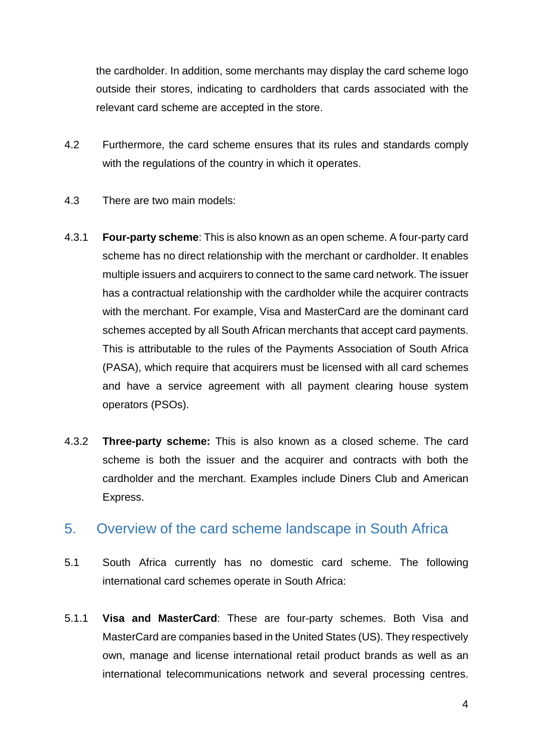the cardholder. In addition, some merchants may display the card scheme logo outside their stores, indicating to cardholders that cards associated with the relevant card scheme are accepted in the store.

4.2 Furthermore, the card scheme ensures that its rules and standards comply with the regulations of the country in which it operates.

4.3 There are two main models:

4.3.1 **Four-party scheme**: This is also known as an open scheme. A four-party card scheme has no direct relationship with the merchant or cardholder. It enables multiple issuers and acquirers to connect to the same card network. The issuer has a contractual relationship with the cardholder while the acquirer contracts with the merchant. For example, Visa and MasterCard are the dominant card schemes accepted by all South African merchants that accept card payments. This is attributable to the rules of the Payments Association of South Africa (PASA), which require that acquirers must be licensed with all card schemes and have a service agreement with all payment clearing house system operators (PSOs).

4.3.2 **Three-party scheme:** This is also known as a closed scheme. The card scheme is both the issuer and the acquirer and contracts with both the cardholder and the merchant. Examples include Diners Club and American Express.

## 5. Overview of the card scheme landscape in South Africa

5.1 South Africa currently has no domestic card scheme. The following international card schemes operate in South Africa:

5.1.1 **Visa and MasterCard**: These are four-party schemes. Both Visa and MasterCard are companies based in the United States (US). They respectively own, manage and license international retail product brands as well as an international telecommunications network and several processing centres.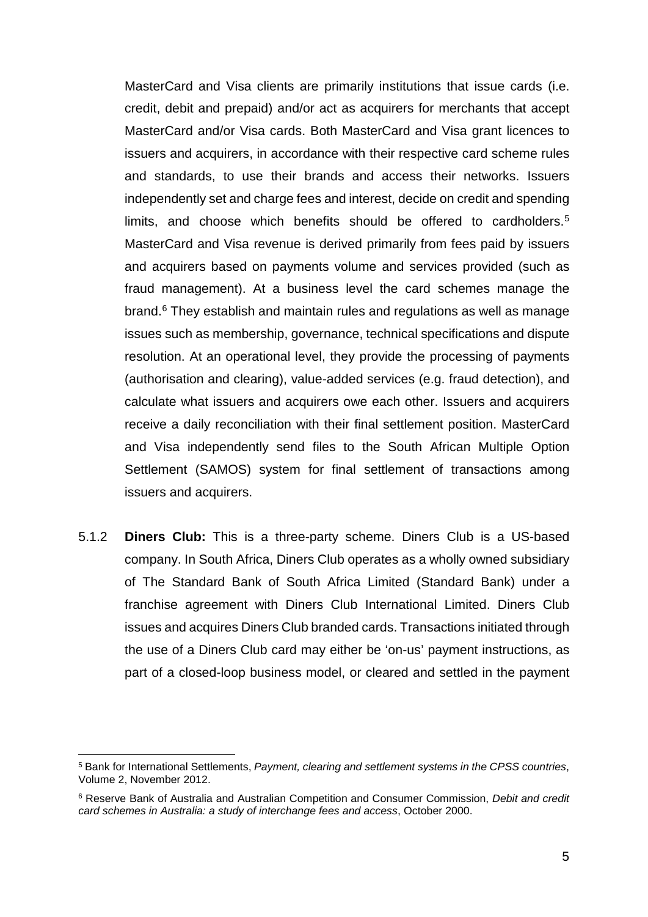MasterCard and Visa clients are primarily institutions that issue cards (i.e. credit, debit and prepaid) and/or act as acquirers for merchants that accept MasterCard and/or Visa cards. Both MasterCard and Visa grant licences to issuers and acquirers, in accordance with their respective card scheme rules and standards, to use their brands and access their networks. Issuers independently set and charge fees and interest, decide on credit and spending limits, and choose which benefits should be offered to cardholders.[5] MasterCard and Visa revenue is derived primarily from fees paid by issuers and acquirers based on payments volume and services provided (such as fraud management). At a business level the card schemes manage the brand.[6] They establish and maintain rules and regulations as well as manage issues such as membership, governance, technical specifications and dispute resolution. At an operational level, they provide the processing of payments (authorisation and clearing), value-added services (e.g. fraud detection), and calculate what issuers and acquirers owe each other. Issuers and acquirers receive a daily reconciliation with their final settlement position. MasterCard and Visa independently send files to the South African Multiple Option Settlement (SAMOS) system for final settlement of transactions among issuers and acquirers.

5.1.2 **Diners Club:** This is a three-party scheme. Diners Club is a US-based company. In South Africa, Diners Club operates as a wholly owned subsidiary of The Standard Bank of South Africa Limited (Standard Bank) under a franchise agreement with Diners Club International Limited. Diners Club issues and acquires Diners Club branded cards. Transactions initiated through the use of a Diners Club card may either be 'on-us' payment instructions, as part of a closed-loop business model, or cleared and settled in the payment

---

[5] Bank for International Settlements, *Payment, clearing and settlement systems in the CPSS countries*, Volume 2, November 2012.

[6] Reserve Bank of Australia and Australian Competition and Consumer Commission, *Debit and credit card schemes in Australia: a study of interchange fees and access*, October 2000.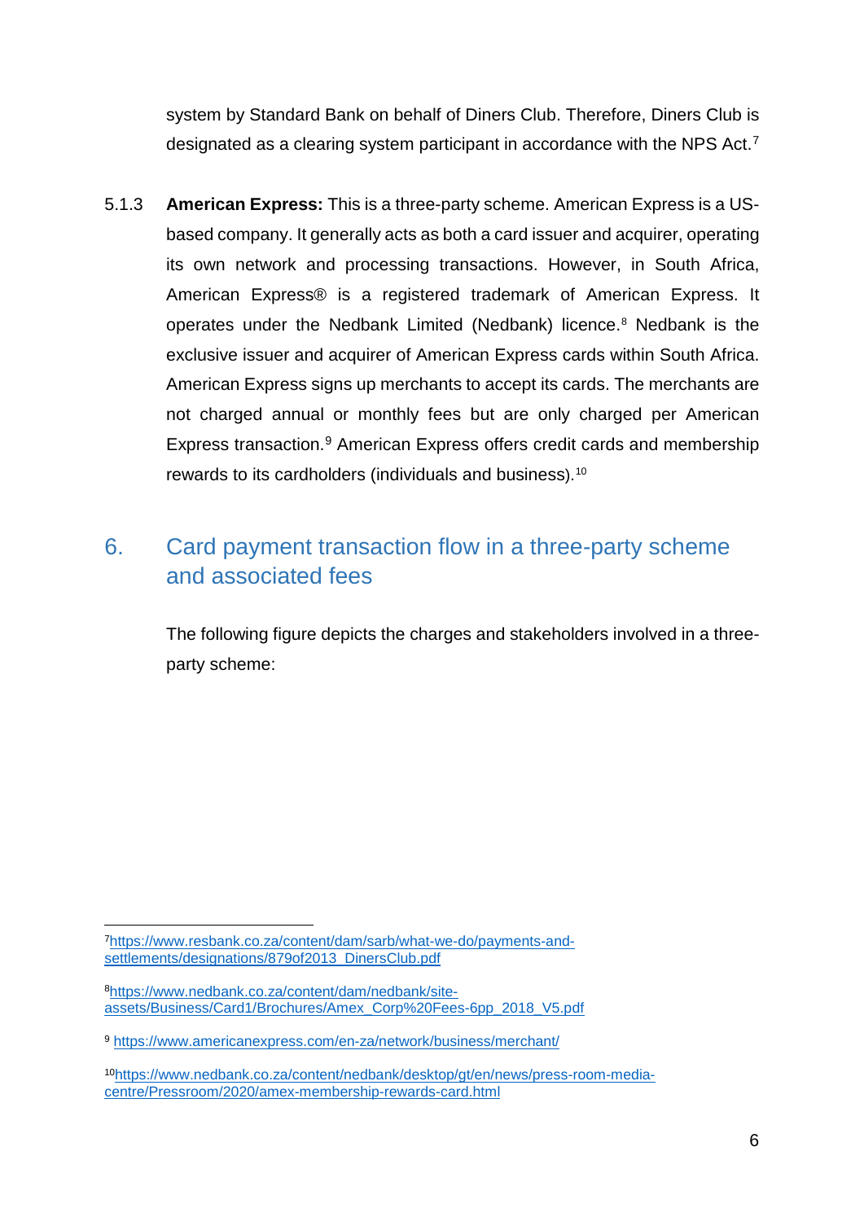system by Standard Bank on behalf of Diners Club. Therefore, Diners Club is designated as a clearing system participant in accordance with the NPS Act.[7]

5.1.3 **American Express:** This is a three-party scheme. American Express is a US-based company. It generally acts as both a card issuer and acquirer, operating its own network and processing transactions. However, in South Africa, American Express® is a registered trademark of American Express. It operates under the Nedbank Limited (Nedbank) licence.[8] Nedbank is the exclusive issuer and acquirer of American Express cards within South Africa. American Express signs up merchants to accept its cards. The merchants are not charged annual or monthly fees but are only charged per American Express transaction.[9] American Express offers credit cards and membership rewards to its cardholders (individuals and business).[10]

## 6. Card payment transaction flow in a three-party scheme and associated fees

The following figure depicts the charges and stakeholders involved in a three-party scheme:

---

[7] https://www.resbank.co.za/content/dam/sarb/what-we-do/payments-and-settlements/designations/879of2013_DinersClub.pdf

[8] https://www.nedbank.co.za/content/dam/nedbank/site-assets/Business/Card1/Brochures/Amex_Corp%20Fees-6pp_2018_V5.pdf

[9] https://www.americanexpress.com/en-za/network/business/merchant/

[10] https://www.nedbank.co.za/content/nedbank/desktop/gt/en/news/press-room-media-centre/Pressroom/2020/amex-membership-rewards-card.html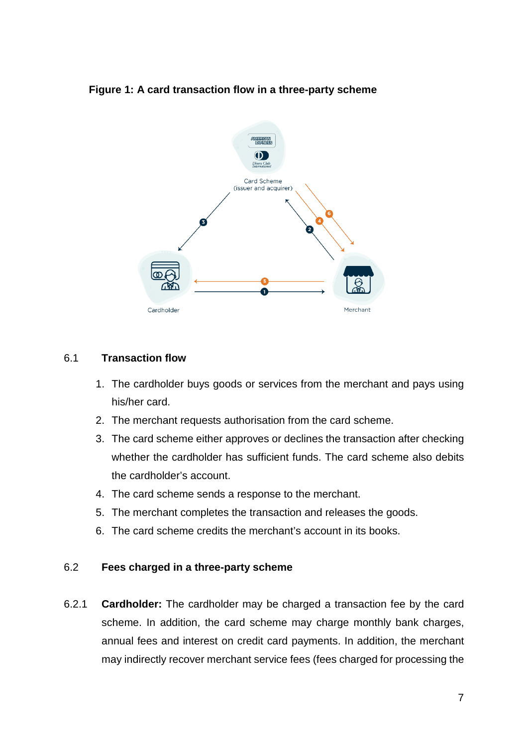**Figure 1: A card transaction flow in a three-party scheme**

Card Scheme (issuer and acquirer)

Cardholder

Merchant

## 6.1 Transaction flow

1. The cardholder buys goods or services from the merchant and pays using his/her card.
2. The merchant requests authorisation from the card scheme.
3. The card scheme either approves or declines the transaction after checking whether the cardholder has sufficient funds. The card scheme also debits the cardholder's account.
4. The card scheme sends a response to the merchant.
5. The merchant completes the transaction and releases the goods.
6. The card scheme credits the merchant's account in its books.

## 6.2 Fees charged in a three-party scheme

6.2.1 **Cardholder:** The cardholder may be charged a transaction fee by the card scheme. In addition, the card scheme may charge monthly bank charges, annual fees and interest on credit card payments. In addition, the merchant may indirectly recover merchant service fees (fees charged for processing the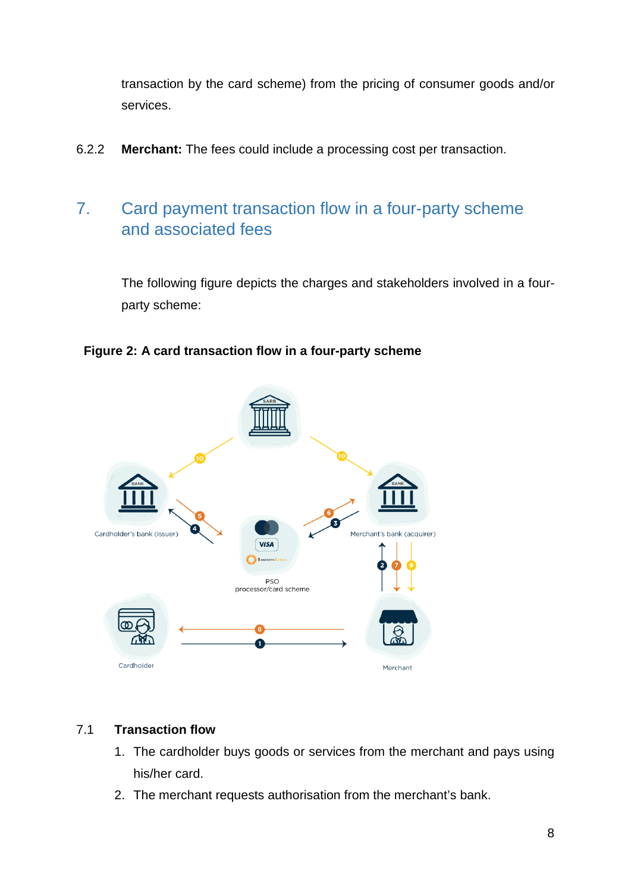transaction by the card scheme) from the pricing of consumer goods and/or services.

6.2.2 **Merchant:** The fees could include a processing cost per transaction.

# 7. Card payment transaction flow in a four-party scheme and associated fees

The following figure depicts the charges and stakeholders involved in a four-party scheme:

**Figure 2: A card transaction flow in a four-party scheme**

## 7.1 Transaction flow

1. The cardholder buys goods or services from the merchant and pays using his/her card.
2. The merchant requests authorisation from the merchant's bank.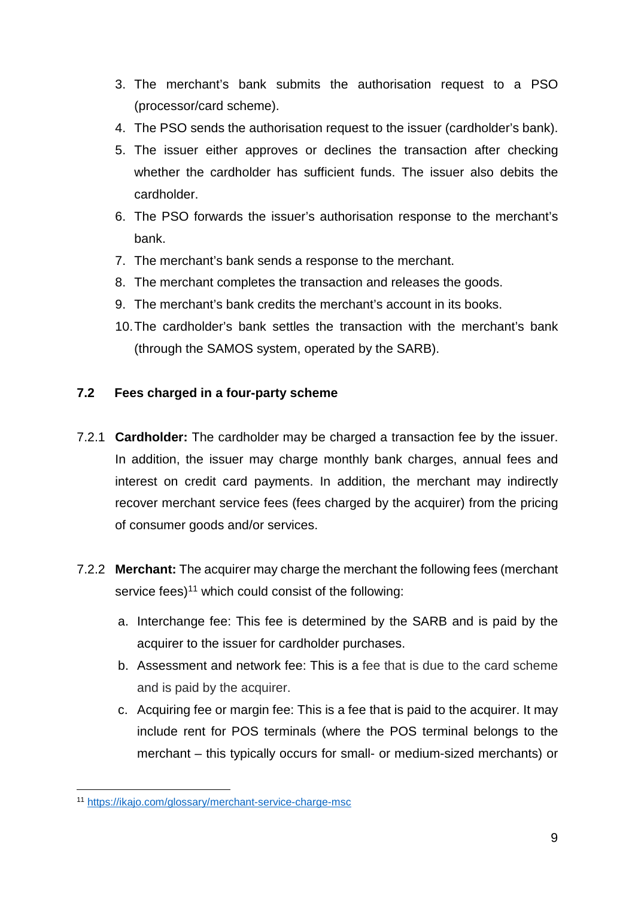3. The merchant's bank submits the authorisation request to a PSO (processor/card scheme).
4. The PSO sends the authorisation request to the issuer (cardholder's bank).
5. The issuer either approves or declines the transaction after checking whether the cardholder has sufficient funds. The issuer also debits the cardholder.
6. The PSO forwards the issuer's authorisation response to the merchant's bank.
7. The merchant's bank sends a response to the merchant.
8. The merchant completes the transaction and releases the goods.
9. The merchant's bank credits the merchant's account in its books.
10. The cardholder's bank settles the transaction with the merchant's bank (through the SAMOS system, operated by the SARB).

### 7.2 Fees charged in a four-party scheme

7.2.1 **Cardholder:** The cardholder may be charged a transaction fee by the issuer. In addition, the issuer may charge monthly bank charges, annual fees and interest on credit card payments. In addition, the merchant may indirectly recover merchant service fees (fees charged by the acquirer) from the pricing of consumer goods and/or services.

7.2.2 **Merchant:** The acquirer may charge the merchant the following fees (merchant service fees)[11] which could consist of the following:

a. Interchange fee: This fee is determined by the SARB and is paid by the acquirer to the issuer for cardholder purchases.
b. Assessment and network fee: This is a fee that is due to the card scheme and is paid by the acquirer.
c. Acquiring fee or margin fee: This is a fee that is paid to the acquirer. It may include rent for POS terminals (where the POS terminal belongs to the merchant – this typically occurs for small- or medium-sized merchants) or

[11] https://ikajo.com/glossary/merchant-service-charge-msc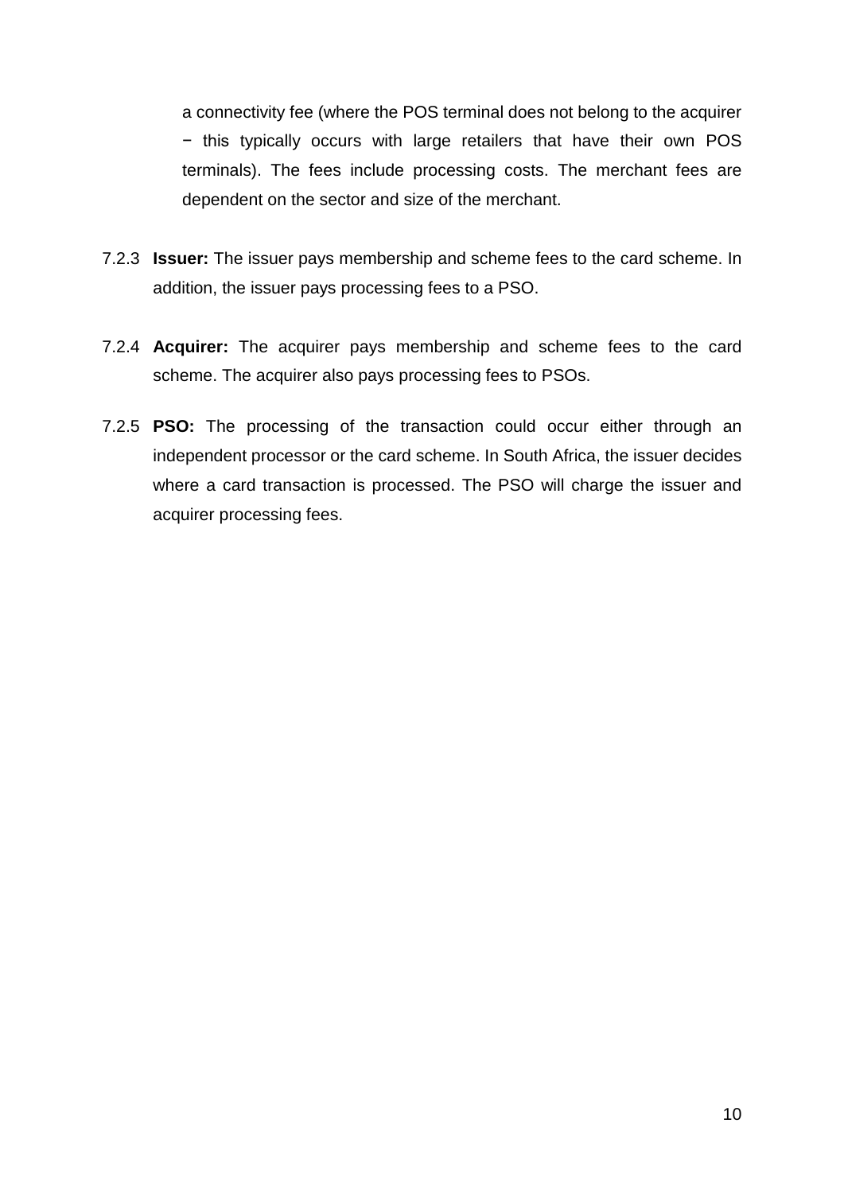a connectivity fee (where the POS terminal does not belong to the acquirer − this typically occurs with large retailers that have their own POS terminals). The fees include processing costs. The merchant fees are dependent on the sector and size of the merchant.

7.2.3 **Issuer:** The issuer pays membership and scheme fees to the card scheme. In addition, the issuer pays processing fees to a PSO.

7.2.4 **Acquirer:** The acquirer pays membership and scheme fees to the card scheme. The acquirer also pays processing fees to PSOs.

7.2.5 **PSO:** The processing of the transaction could occur either through an independent processor or the card scheme. In South Africa, the issuer decides where a card transaction is processed. The PSO will charge the issuer and acquirer processing fees.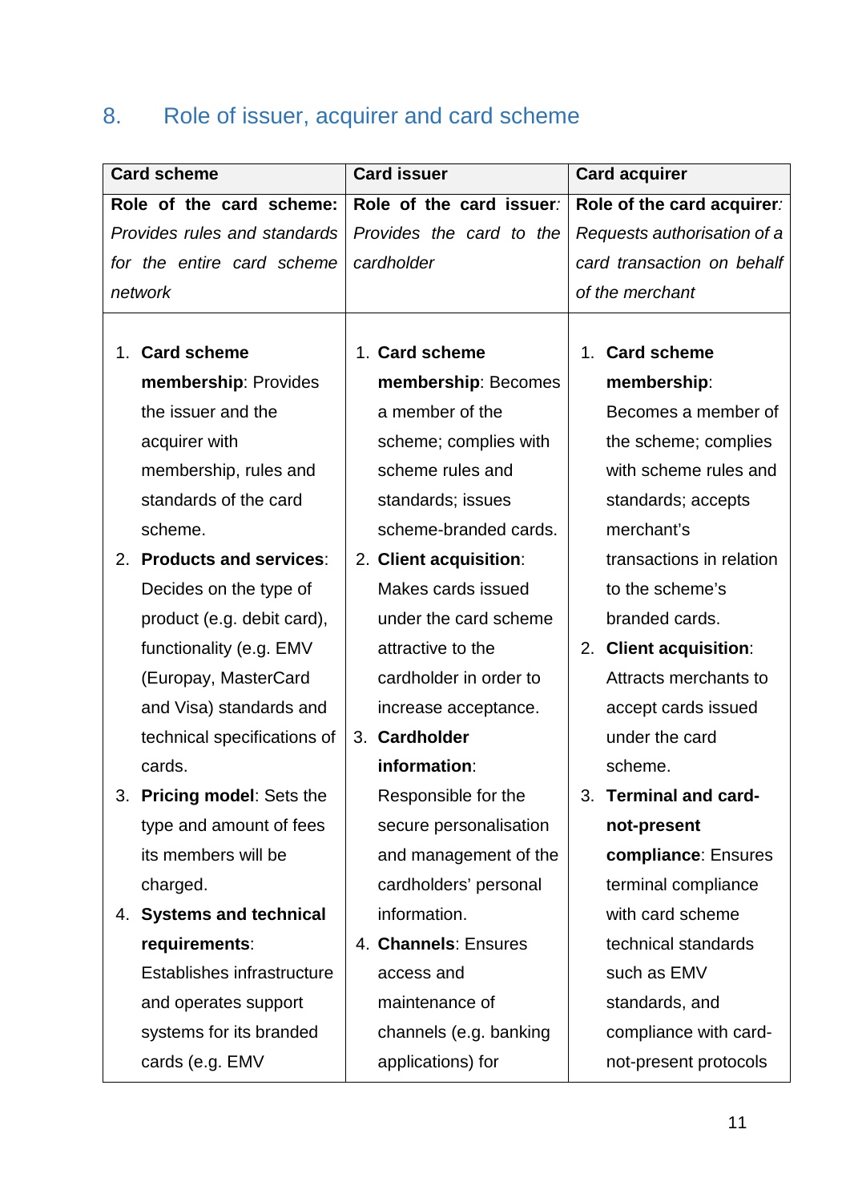## 8. Role of issuer, acquirer and card scheme

| Card scheme | Card issuer | Card acquirer |
|---|---|---|
| **Role of the card scheme:** *Provides rules and standards for the entire card scheme network* | **Role of the card issuer***:* *Provides the card to the cardholder* | **Role of the card acquirer***: Requests authorisation of a card transaction on behalf of the merchant* |
| 1. **Card scheme membership**: Provides the issuer and the acquirer with membership, rules and standards of the card scheme.<br>2. **Products and services**: Decides on the type of product (e.g. debit card), functionality (e.g. EMV (Europay, MasterCard and Visa) standards and technical specifications of cards.<br>3. **Pricing model**: Sets the type and amount of fees its members will be charged.<br>4. **Systems and technical requirements**: Establishes infrastructure and operates support systems for its branded cards (e.g. EMV | 1. **Card scheme membership**: Becomes a member of the scheme; complies with scheme rules and standards; issues scheme-branded cards.<br>2. **Client acquisition**: Makes cards issued under the card scheme attractive to the cardholder in order to increase acceptance.<br>3. **Cardholder information**: Responsible for the secure personalisation and management of the cardholders' personal information.<br>4. **Channels**: Ensures access and maintenance of channels (e.g. banking applications) for | 1. **Card scheme membership**: Becomes a member of the scheme; complies with scheme rules and standards; accepts merchant's transactions in relation to the scheme's branded cards.<br>2. **Client acquisition**: Attracts merchants to accept cards issued under the card scheme.<br>3. **Terminal and card-not-present compliance**: Ensures terminal compliance with card scheme technical standards such as EMV standards, and compliance with card-not-present protocols |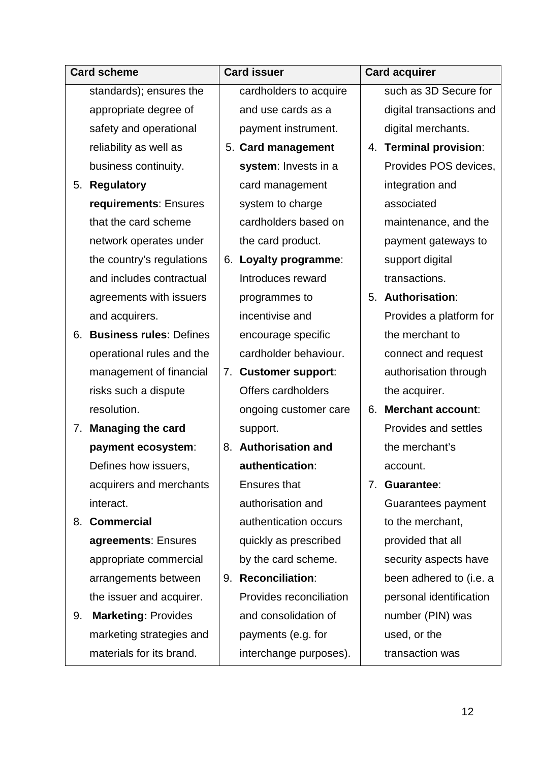| Card scheme | Card issuer | Card acquirer |
|---|---|---|
| standards); ensures the appropriate degree of safety and operational reliability as well as business continuity.<br>5. **Regulatory requirements**: Ensures that the card scheme network operates under the country's regulations and includes contractual agreements with issuers and acquirers.<br>6. **Business rules**: Defines operational rules and the management of financial risks such a dispute resolution.<br>7. **Managing the card payment ecosystem**: Defines how issuers, acquirers and merchants interact.<br>8. **Commercial agreements**: Ensures appropriate commercial arrangements between the issuer and acquirer.<br>9. **Marketing:** Provides marketing strategies and materials for its brand. | cardholders to acquire and use cards as a payment instrument.<br>5. **Card management system**: Invests in a card management system to charge cardholders based on the card product.<br>6. **Loyalty programme**: Introduces reward programmes to incentivise and encourage specific cardholder behaviour.<br>7. **Customer support**: Offers cardholders ongoing customer care support.<br>8. **Authorisation and authentication**: Ensures that authorisation and authentication occurs quickly as prescribed by the card scheme.<br>9. **Reconciliation**: Provides reconciliation and consolidation of payments (e.g. for interchange purposes). | such as 3D Secure for digital transactions and digital merchants.<br>4. **Terminal provision**: Provides POS devices, integration and associated maintenance, and the payment gateways to support digital transactions.<br>5. **Authorisation**: Provides a platform for the merchant to connect and request authorisation through the acquirer.<br>6. **Merchant account**: Provides and settles the merchant's account.<br>7. **Guarantee**: Guarantees payment to the merchant, provided that all security aspects have been adhered to (i.e. a personal identification number (PIN) was used, or the transaction was |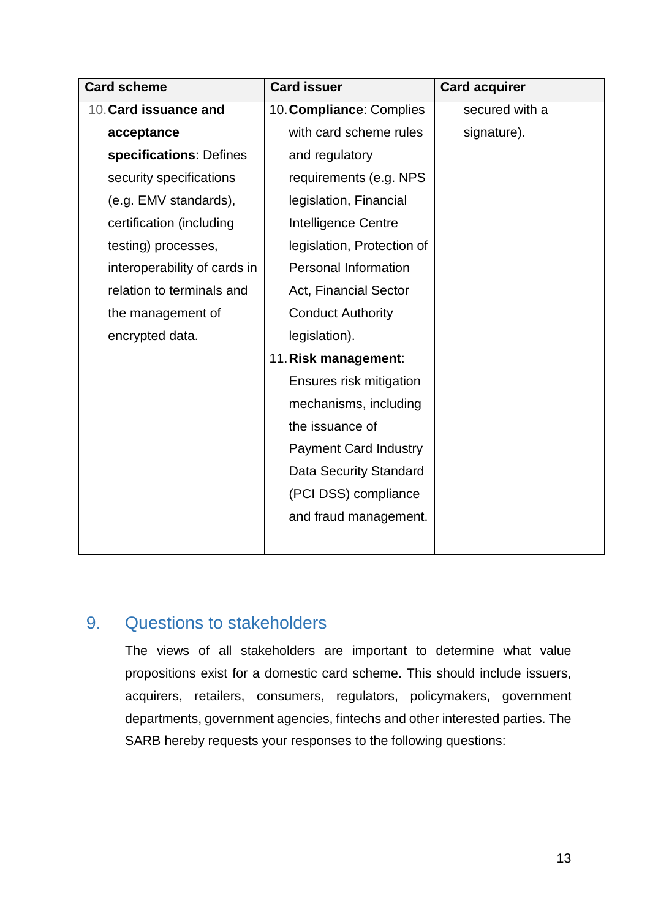| Card scheme | Card issuer | Card acquirer |
|---|---|---|
| 10. **Card issuance and acceptance specifications**: Defines security specifications (e.g. EMV standards), certification (including testing) processes, interoperability of cards in relation to terminals and the management of encrypted data. | 10. **Compliance**: Complies with card scheme rules and regulatory requirements (e.g. NPS legislation, Financial Intelligence Centre legislation, Protection of Personal Information Act, Financial Sector Conduct Authority legislation). 11. **Risk management**: Ensures risk mitigation mechanisms, including the issuance of Payment Card Industry Data Security Standard (PCI DSS) compliance and fraud management. | secured with a signature). |

## 9. Questions to stakeholders

The views of all stakeholders are important to determine what value propositions exist for a domestic card scheme. This should include issuers, acquirers, retailers, consumers, regulators, policymakers, government departments, government agencies, fintechs and other interested parties. The SARB hereby requests your responses to the following questions: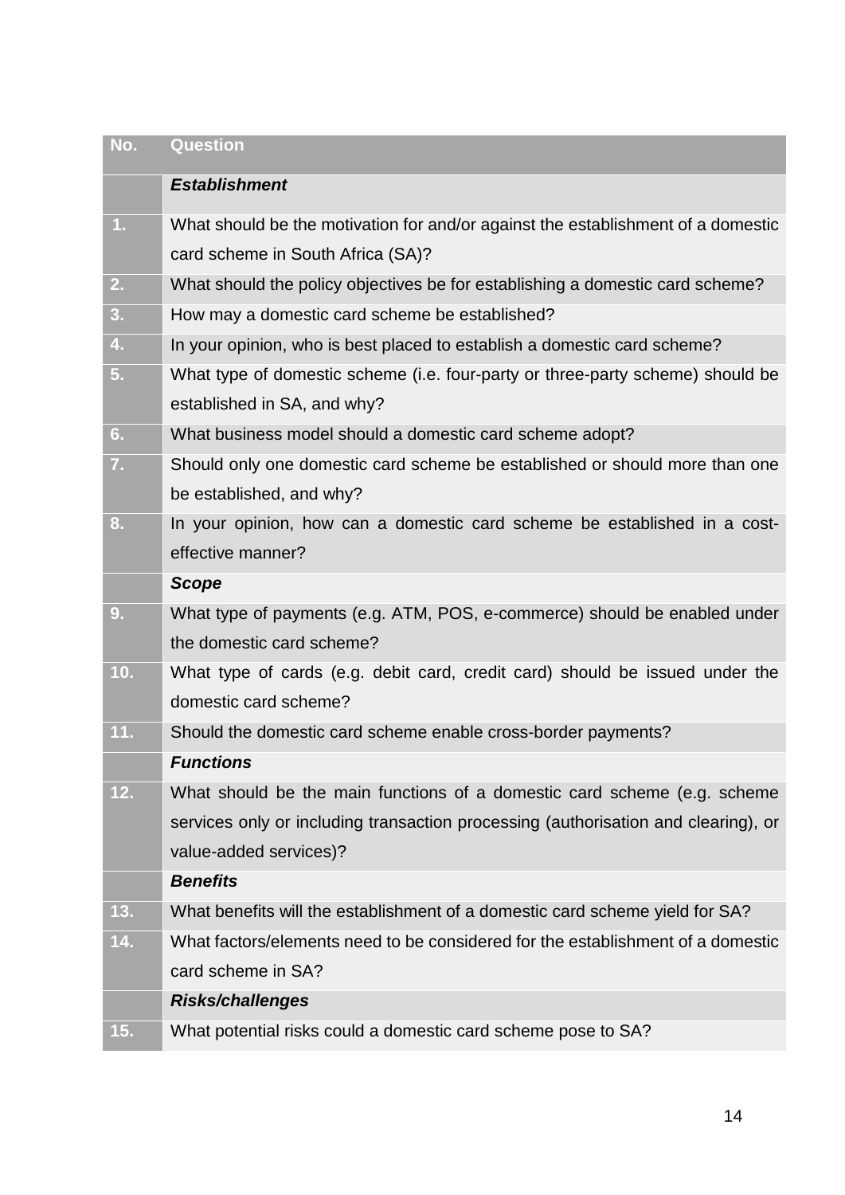| No. | Question |
|---|---|
| | ***Establishment*** |
| 1. | What should be the motivation for and/or against the establishment of a domestic card scheme in South Africa (SA)? |
| 2. | What should the policy objectives be for establishing a domestic card scheme? |
| 3. | How may a domestic card scheme be established? |
| 4. | In your opinion, who is best placed to establish a domestic card scheme? |
| 5. | What type of domestic scheme (i.e. four-party or three-party scheme) should be established in SA, and why? |
| 6. | What business model should a domestic card scheme adopt? |
| 7. | Should only one domestic card scheme be established or should more than one be established, and why? |
| 8. | In your opinion, how can a domestic card scheme be established in a cost-effective manner? |
| | ***Scope*** |
| 9. | What type of payments (e.g. ATM, POS, e-commerce) should be enabled under the domestic card scheme? |
| 10. | What type of cards (e.g. debit card, credit card) should be issued under the domestic card scheme? |
| 11. | Should the domestic card scheme enable cross-border payments? |
| | ***Functions*** |
| 12. | What should be the main functions of a domestic card scheme (e.g. scheme services only or including transaction processing (authorisation and clearing), or value-added services)? |
| | ***Benefits*** |
| 13. | What benefits will the establishment of a domestic card scheme yield for SA? |
| 14. | What factors/elements need to be considered for the establishment of a domestic card scheme in SA? |
| | ***Risks/challenges*** |
| 15. | What potential risks could a domestic card scheme pose to SA? |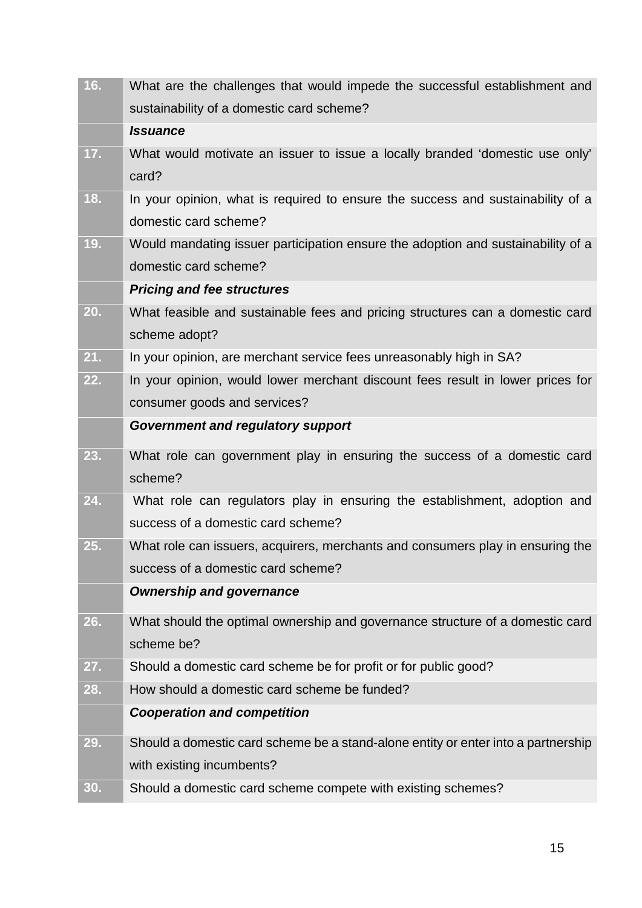| | |
|---|---|
| 16. | What are the challenges that would impede the successful establishment and sustainability of a domestic card scheme? |
| | ***Issuance*** |
| 17. | What would motivate an issuer to issue a locally branded 'domestic use only' card? |
| 18. | In your opinion, what is required to ensure the success and sustainability of a domestic card scheme? |
| 19. | Would mandating issuer participation ensure the adoption and sustainability of a domestic card scheme? |
| | ***Pricing and fee structures*** |
| 20. | What feasible and sustainable fees and pricing structures can a domestic card scheme adopt? |
| 21. | In your opinion, are merchant service fees unreasonably high in SA? |
| 22. | In your opinion, would lower merchant discount fees result in lower prices for consumer goods and services? |
| | ***Government and regulatory support*** |
| 23. | What role can government play in ensuring the success of a domestic card scheme? |
| 24. | What role can regulators play in ensuring the establishment, adoption and success of a domestic card scheme? |
| 25. | What role can issuers, acquirers, merchants and consumers play in ensuring the success of a domestic card scheme? |
| | ***Ownership and governance*** |
| 26. | What should the optimal ownership and governance structure of a domestic card scheme be? |
| 27. | Should a domestic card scheme be for profit or for public good? |
| 28. | How should a domestic card scheme be funded? |
| | ***Cooperation and competition*** |
| 29. | Should a domestic card scheme be a stand-alone entity or enter into a partnership with existing incumbents? |
| 30. | Should a domestic card scheme compete with existing schemes? |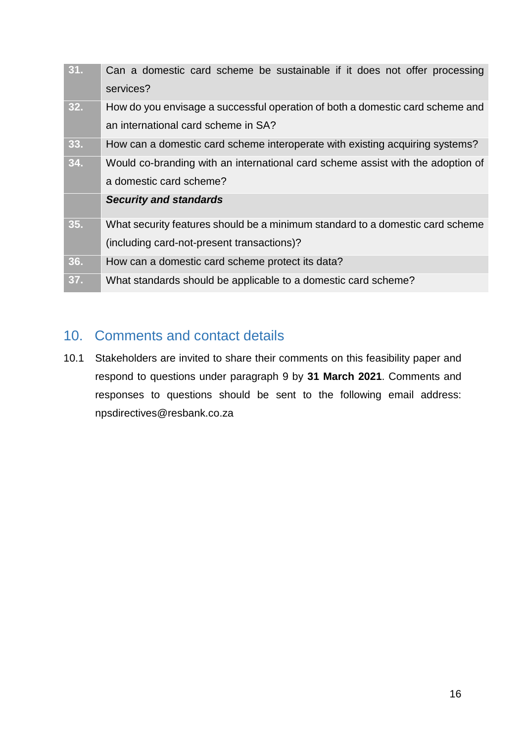| | |
|---|---|
| 31. | Can a domestic card scheme be sustainable if it does not offer processing services? |
| 32. | How do you envisage a successful operation of both a domestic card scheme and an international card scheme in SA? |
| 33. | How can a domestic card scheme interoperate with existing acquiring systems? |
| 34. | Would co-branding with an international card scheme assist with the adoption of a domestic card scheme? |
| | ***Security and standards*** |
| 35. | What security features should be a minimum standard to a domestic card scheme (including card-not-present transactions)? |
| 36. | How can a domestic card scheme protect its data? |
| 37. | What standards should be applicable to a domestic card scheme? |

## 10. Comments and contact details

10.1 Stakeholders are invited to share their comments on this feasibility paper and respond to questions under paragraph 9 by **31 March 2021**. Comments and responses to questions should be sent to the following email address: npsdirectives@resbank.co.za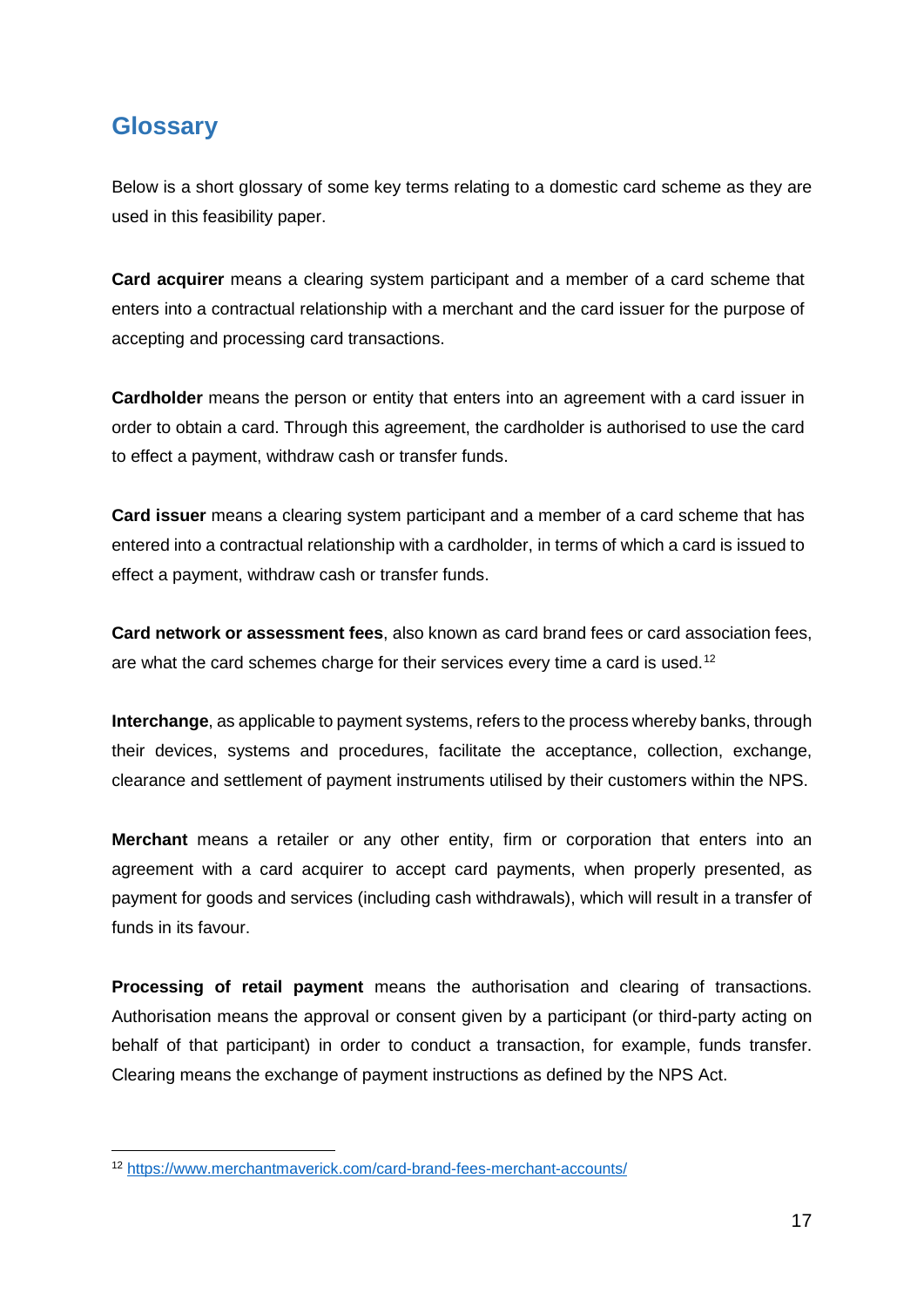## Glossary

Below is a short glossary of some key terms relating to a domestic card scheme as they are used in this feasibility paper.

**Card acquirer** means a clearing system participant and a member of a card scheme that enters into a contractual relationship with a merchant and the card issuer for the purpose of accepting and processing card transactions.

**Cardholder** means the person or entity that enters into an agreement with a card issuer in order to obtain a card. Through this agreement, the cardholder is authorised to use the card to effect a payment, withdraw cash or transfer funds.

**Card issuer** means a clearing system participant and a member of a card scheme that has entered into a contractual relationship with a cardholder, in terms of which a card is issued to effect a payment, withdraw cash or transfer funds.

**Card network or assessment fees**, also known as card brand fees or card association fees, are what the card schemes charge for their services every time a card is used.[12]

**Interchange**, as applicable to payment systems, refers to the process whereby banks, through their devices, systems and procedures, facilitate the acceptance, collection, exchange, clearance and settlement of payment instruments utilised by their customers within the NPS.

**Merchant** means a retailer or any other entity, firm or corporation that enters into an agreement with a card acquirer to accept card payments, when properly presented, as payment for goods and services (including cash withdrawals), which will result in a transfer of funds in its favour.

**Processing of retail payment** means the authorisation and clearing of transactions. Authorisation means the approval or consent given by a participant (or third-party acting on behalf of that participant) in order to conduct a transaction, for example, funds transfer. Clearing means the exchange of payment instructions as defined by the NPS Act.

---

[12] https://www.merchantmaverick.com/card-brand-fees-merchant-accounts/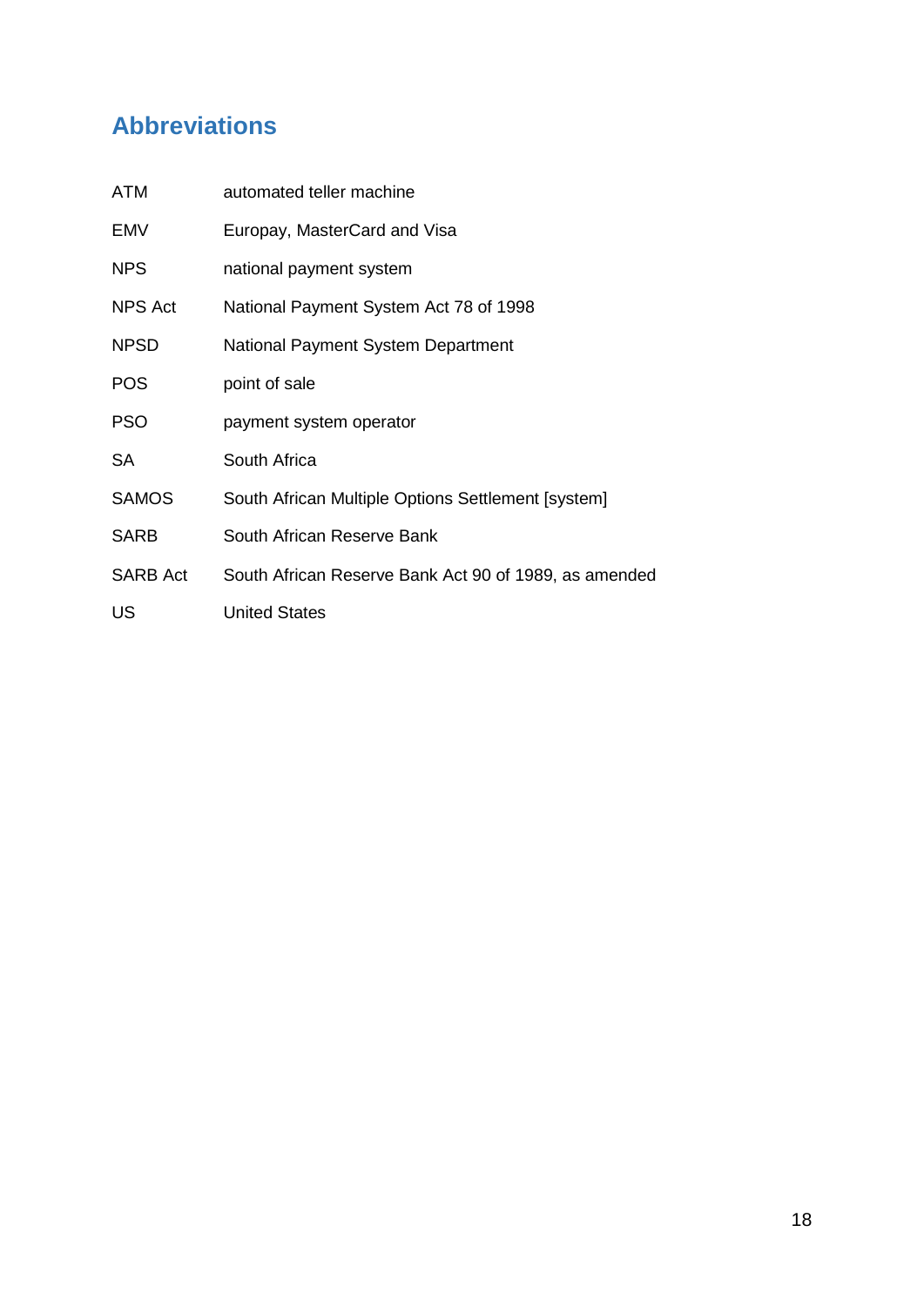## Abbreviations

| | |
|---|---|
| ATM | automated teller machine |
| EMV | Europay, MasterCard and Visa |
| NPS | national payment system |
| NPS Act | National Payment System Act 78 of 1998 |
| NPSD | National Payment System Department |
| POS | point of sale |
| PSO | payment system operator |
| SA | South Africa |
| SAMOS | South African Multiple Options Settlement [system] |
| SARB | South African Reserve Bank |
| SARB Act | South African Reserve Bank Act 90 of 1989, as amended |
| US | United States |